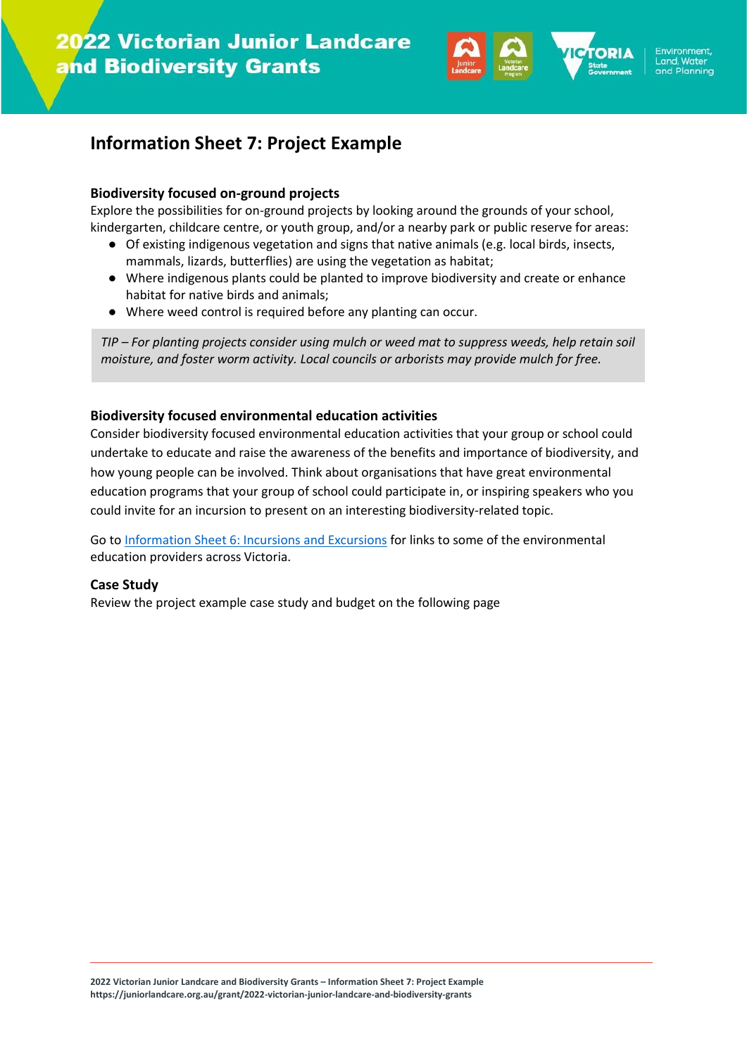# 2022 Victorian Junior Landcare and Biodiversity Grants

## Information Sheet 7: Project Example

### Biodiversity focused on-ground projects

Explore the possibilities for on-ground projects by looking around the grounds of your school, kindergarten, childcare centre, or youth group, and/or a nearby park or public reserve for areas:

- Of existing indigenous vegetation and signs that native animals (e.g. local birds, insects, mammals, lizards, butterflies) are using the vegetation as habitat;
- Where indigenous plants could be planted to improve biodiversity and create or enhance habitat for native birds and animals;
- Where weed control is required before any planting can occur.

*TIP – For planting projects consider using mulch or weed mat to suppress weeds, help retain soil moisture, and foster worm activity. Local councils or arborists may provide mulch for free.*

### Biodiversity focused environmental education activities

Consider biodiversity focused environmental education activities that your group or school could undertake to educate and raise the awareness of the benefits and importance of biodiversity, and how young people can be involved. Think about organisations that have great environmental education programs that your group of school could participate in, or inspiring speakers who you could invite for an incursion to present on an interesting biodiversity-related topic.

Go to Information Sheet 6: Incursions and Excursions for links to some of the environmental education providers across Victoria.

### Case Study

Review the project example case study and budget on the following page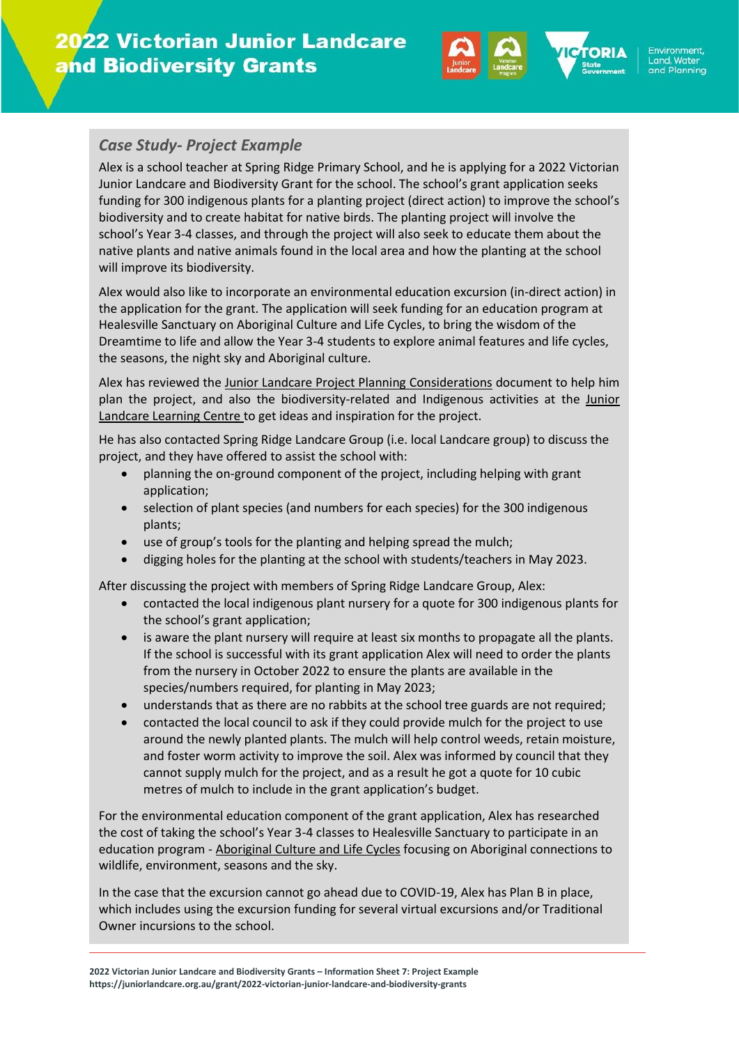## *Case Study- Project Example*

Alex is a school teacher at Spring Ridge Primary School, and he is applying for a 2022 Victorian Junior Landcare and Biodiversity Grant for the school. The school's grant application seeks funding for 300 indigenous plants for a planting project (direct action) to improve the school's biodiversity and to create habitat for native birds. The planting project will involve the school's Year 3-4 classes, and through the project will also seek to educate them about the native plants and native animals found in the local area and how the planting at the school will improve its biodiversity.

Alex would also like to incorporate an environmental education excursion (in-direct action) in the application for the grant. The application will seek funding for an education program at Healesville Sanctuary on Aboriginal Culture and Life Cycles, to bring the wisdom of the Dreamtime to life and allow the Year 3-4 students to explore animal features and life cycles, the seasons, the night sky and Aboriginal culture.

Alex has reviewed the Junior Landcare Project Planning Considerations document to help him plan the project, and also the biodiversity-related and Indigenous activities at the Junior Landcare Learning Centre to get ideas and inspiration for the project.

He has also contacted Spring Ridge Landcare Group (i.e. local Landcare group) to discuss the project, and they have offered to assist the school with:

- planning the on-ground component of the project, including helping with grant application;
- selection of plant species (and numbers for each species) for the 300 indigenous plants;
- use of group's tools for the planting and helping spread the mulch;
- digging holes for the planting at the school with students/teachers in May 2023.

After discussing the project with members of Spring Ridge Landcare Group, Alex:

- contacted the local indigenous plant nursery for a quote for 300 indigenous plants for the school's grant application;
- is aware the plant nursery will require at least six months to propagate all the plants. If the school is successful with its grant application Alex will need to order the plants from the nursery in October 2022 to ensure the plants are available in the species/numbers required, for planting in May 2023;
- understands that as there are no rabbits at the school tree guards are not required;
- contacted the local council to ask if they could provide mulch for the project to use around the newly planted plants. The mulch will help control weeds, retain moisture, and foster worm activity to improve the soil. Alex was informed by council that they cannot supply mulch for the project, and as a result he got a quote for 10 cubic metres of mulch to include in the grant application's budget.

For the environmental education component of the grant application, Alex has researched the cost of taking the school's Year 3-4 classes to Healesville Sanctuary to participate in an education program - Aboriginal Culture and Life Cycles focusing on Aboriginal connections to wildlife, environment, seasons and the sky.

In the case that the excursion cannot go ahead due to COVID-19, Alex has Plan B in place, which includes using the excursion funding for several virtual excursions and/or Traditional Owner incursions to the school.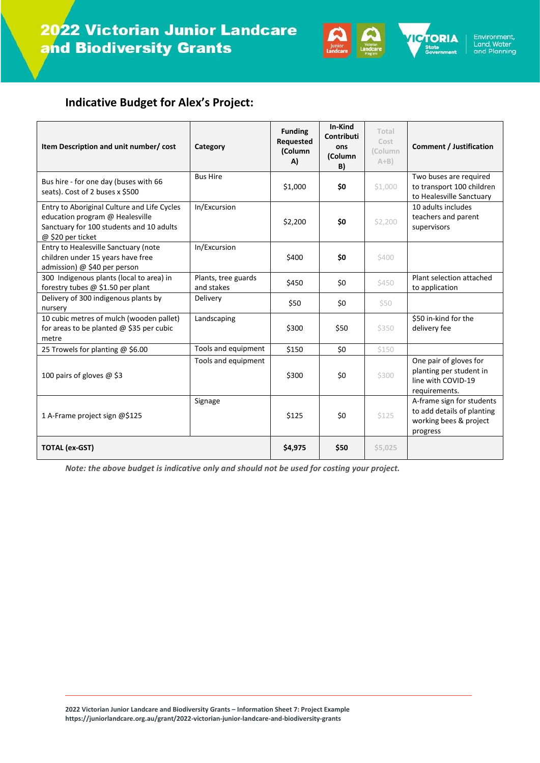# 2022 Victorian Junior Landcare and Biodiversity Grants

## Indicative Budget for Alex's Project:

| Item Description and unit number/ cost | Category | Funding Requested (Column A) | In-Kind Contributions (Column B) | Total Cost (Column A+B) | Comment / Justification |
|---|---|---|---|---|---|
| Bus hire - for one day (buses with 66 seats). Cost of 2 buses x $500 | Bus Hire | $1,000 | **$0** | $1,000 | Two buses are required to transport 100 children to Healesville Sanctuary |
| Entry to Aboriginal Culture and Life Cycles education program @ Healesville Sanctuary for 100 students and 10 adults @ $20 per ticket | In/Excursion | $2,200 | **$0** | $2,200 | 10 adults includes teachers and parent supervisors |
| Entry to Healesville Sanctuary (note children under 15 years have free admission) @ $40 per person | In/Excursion | $400 | **$0** | $400 | |
| 300 Indigenous plants (local to area) in forestry tubes @ $1.50 per plant | Plants, tree guards and stakes | $450 | $0 | $450 | Plant selection attached to application |
| Delivery of 300 indigenous plants by nursery | Delivery | $50 | $0 | $50 | |
| 10 cubic metres of mulch (wooden pallet) for areas to be planted @ $35 per cubic metre | Landscaping | $300 | $50 | $350 | $50 in-kind for the delivery fee |
| 25 Trowels for planting @ $6.00 | Tools and equipment | $150 | $0 | $150 | |
| 100 pairs of gloves @ $3 | Tools and equipment | $300 | $0 | $300 | One pair of gloves for planting per student in line with COVID-19 requirements. |
| 1 A-Frame project sign @$125 | Signage | $125 | $0 | $125 | A-frame sign for students to add details of planting working bees & project progress |
| **TOTAL (ex-GST)** | | **$4,975** | **$50** | **$5,025** | |

***Note: the above budget is indicative only and should not be used for costing your project.***